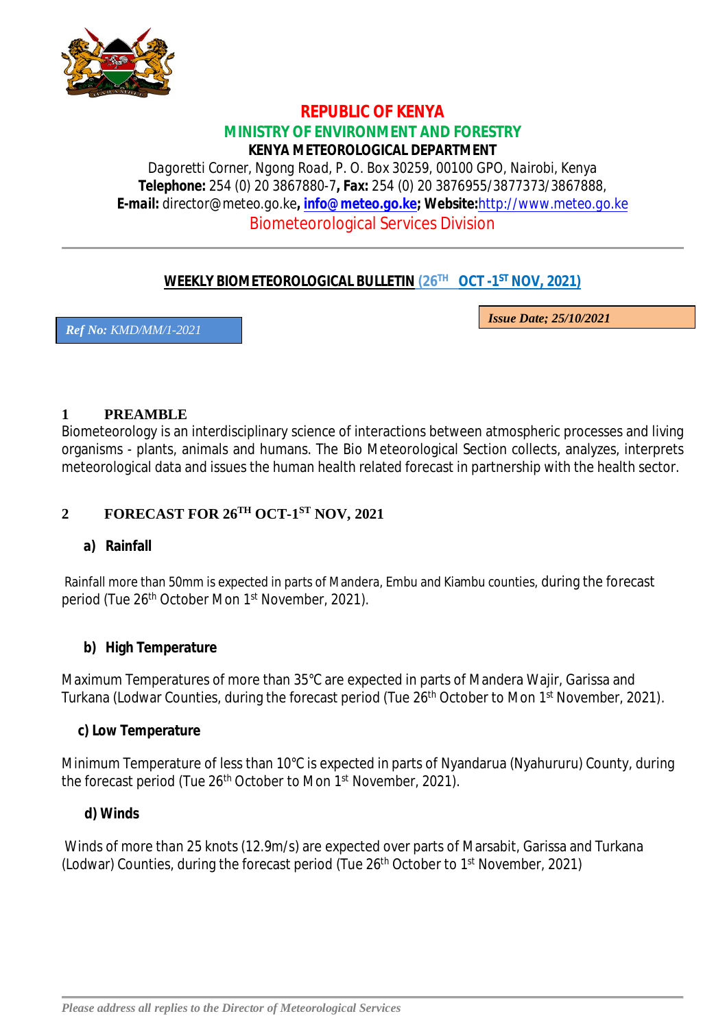# REPUBLIC OF KENYA

## MINISTRY OF ENVIRONMENT AND FORESTRY

**KENYA METEOROLOGICAL DEPARTMENT**

Dagoretti Corner, Ngong Road, P. O. Box 30259, 00100 GPO, Nairobi, Kenya
**Telephone:** 254 (0) 20 3867880-7**, Fax:** 254 (0) 20 3876955/3877373/3867888,
**E-mail:** director@meteo.go.ke**, info@meteo.go.ke; Website:**http://www.meteo.go.ke

Biometeorological Services Division

**WEEKLY BIOMETEOROLOGICAL BULLETIN (26TH OCT -1ST NOV, 2021)**

*Ref No: KMD/MM/1-2021*

*Issue Date; 25/10/2021*

## 1 PREAMBLE

Biometeorology is an interdisciplinary science of interactions between atmospheric processes and living organisms - plants, animals and humans. The Bio Meteorological Section collects, analyzes, interprets meteorological data and issues the human health related forecast in partnership with the health sector.

## 2 FORECAST FOR 26TH OCT-1ST NOV, 2021

### a) Rainfall

Rainfall more than 50mm is expected in parts of Mandera, Embu and Kiambu counties, during the forecast period (Tue 26th October Mon 1st November, 2021).

### b) High Temperature

Maximum Temperatures of more than 35°C are expected in parts of Mandera Wajir, Garissa and Turkana (Lodwar Counties, during the forecast period (Tue 26th October to Mon 1st November, 2021).

### c) Low Temperature

Minimum Temperature of less than 10°C is expected in parts of Nyandarua (Nyahururu) County, during the forecast period (Tue 26th October to Mon 1st November, 2021).

### d) Winds

Winds of more than 25 knots (12.9m/s) are expected over parts of Marsabit, Garissa and Turkana (Lodwar) Counties, during the forecast period (Tue 26th October to 1st November, 2021)

*Please address all replies to the Director of Meteorological Services*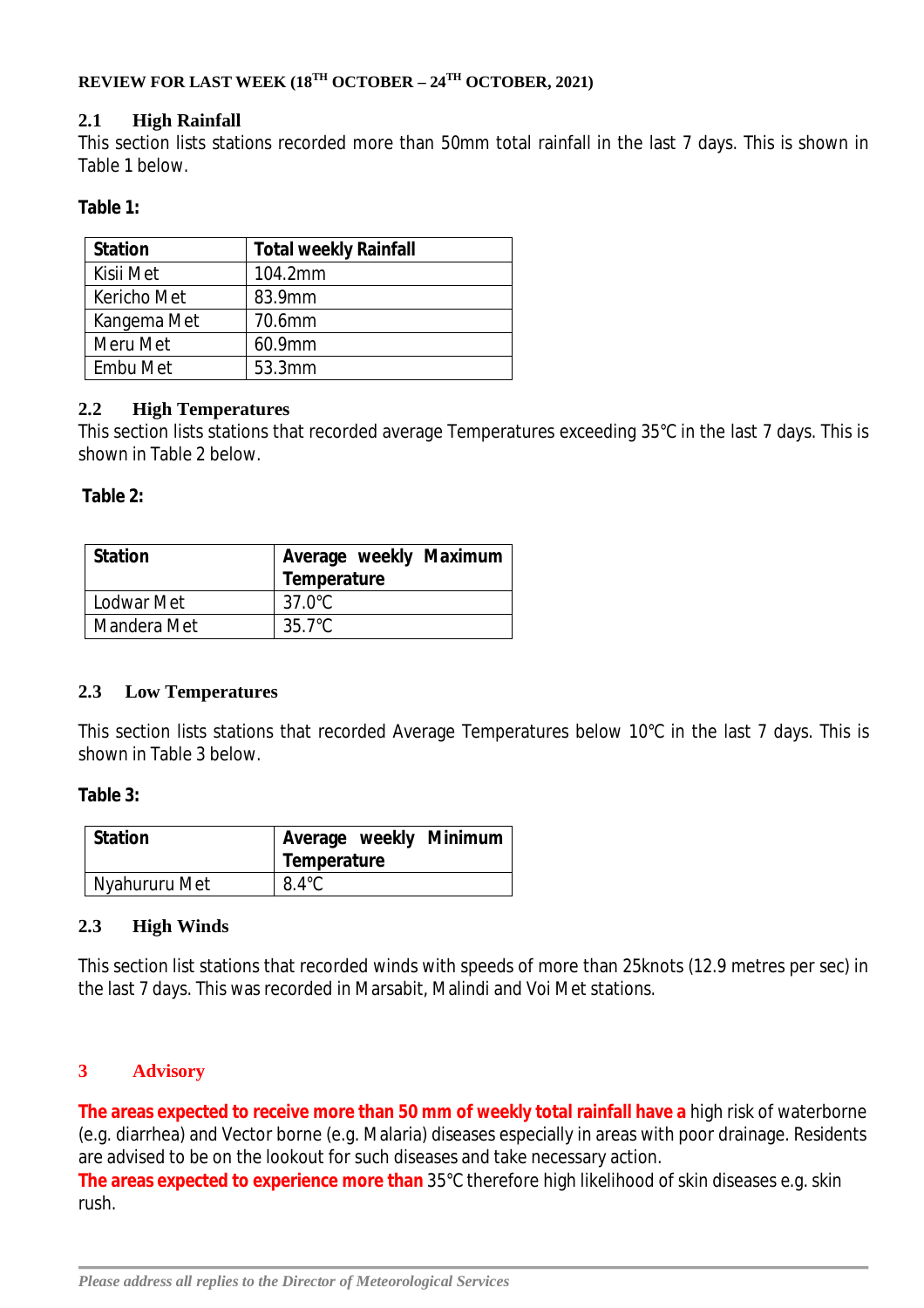**REVIEW FOR LAST WEEK (18TH OCTOBER – 24TH OCTOBER, 2021)**

## 2.1 High Rainfall

This section lists stations recorded more than 50mm total rainfall in the last 7 days. This is shown in Table 1 below.

**Table 1:**

| Station | Total weekly Rainfall |
|---|---|
| Kisii Met | 104.2mm |
| Kericho Met | 83.9mm |
| Kangema Met | 70.6mm |
| Meru Met | 60.9mm |
| Embu Met | 53.3mm |

## 2.2 High Temperatures

This section lists stations that recorded average Temperatures exceeding 35°C in the last 7 days. This is shown in Table 2 below.

**Table 2:**

| Station | Average weekly Maximum Temperature |
|---|---|
| Lodwar Met | 37.0°C |
| Mandera Met | 35.7°C |

## 2.3 Low Temperatures

This section lists stations that recorded Average Temperatures below 10°C in the last 7 days. This is shown in Table 3 below.

**Table 3:**

| Station | Average weekly Minimum Temperature |
|---|---|
| Nyahururu Met | 8.4°C |

## 2.3 High Winds

This section list stations that recorded winds with speeds of more than 25knots (12.9 metres per sec) in the last 7 days. This was recorded in Marsabit, Malindi and Voi Met stations.

# 3 Advisory

**The areas expected to receive more than 50 mm of weekly total rainfall have a** high risk of waterborne (e.g. diarrhea) and Vector borne (e.g. Malaria) diseases especially in areas with poor drainage. Residents are advised to be on the lookout for such diseases and take necessary action.

**The areas expected to experience more than** 35°C therefore high likelihood of skin diseases e.g. skin rush.

*Please address all replies to the Director of Meteorological Services*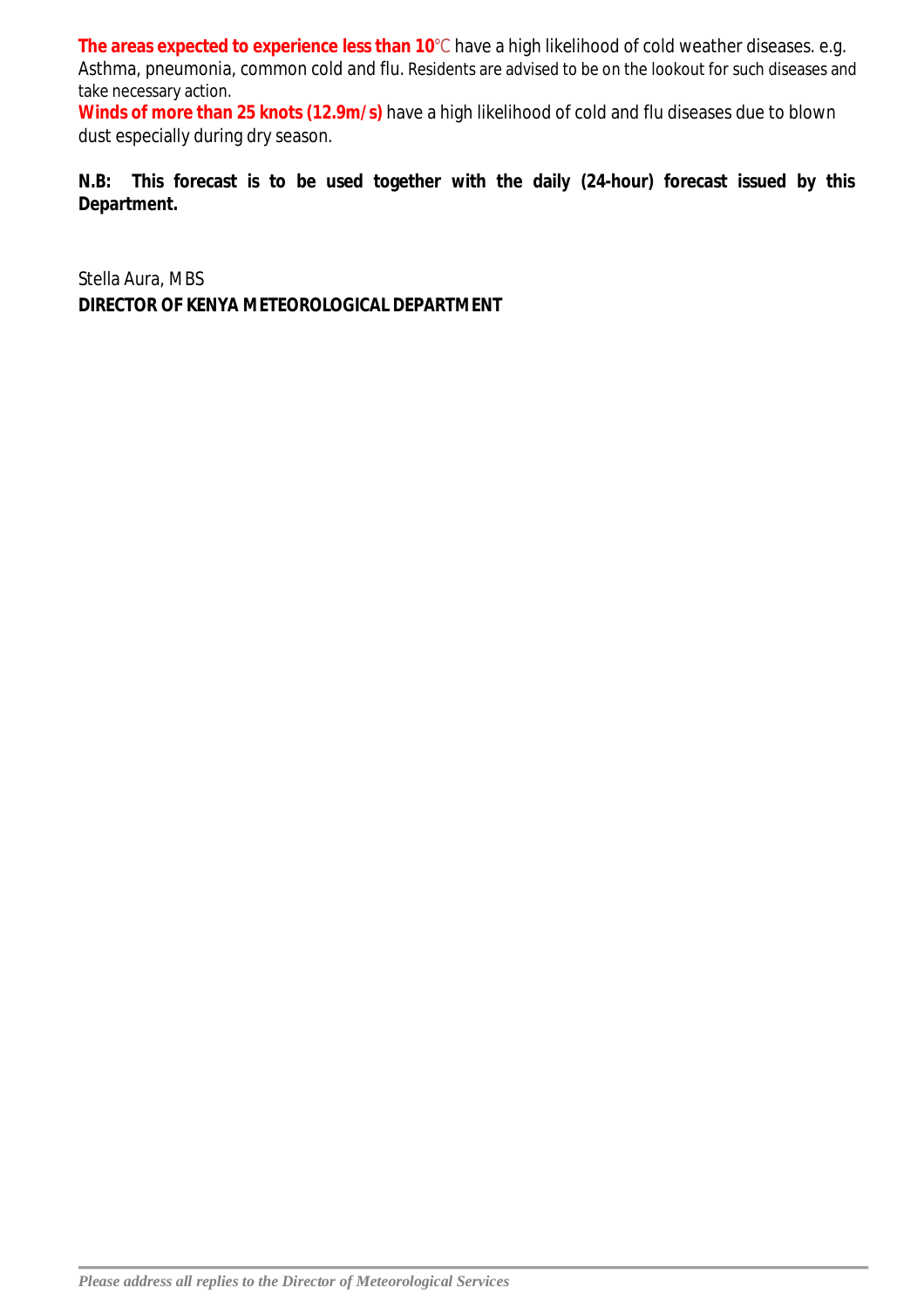**The areas expected to experience less than 10°C** have a high likelihood of cold weather diseases. e.g. Asthma, pneumonia, common cold and flu. Residents are advised to be on the lookout for such diseases and take necessary action.

**Winds of more than 25 knots (12.9m/s)** have a high likelihood of cold and flu diseases due to blown dust especially during dry season.

**N.B: This forecast is to be used together with the daily (24-hour) forecast issued by this Department.**

Stella Aura, MBS

**DIRECTOR OF KENYA METEOROLOGICAL DEPARTMENT**

*Please address all replies to the Director of Meteorological Services*